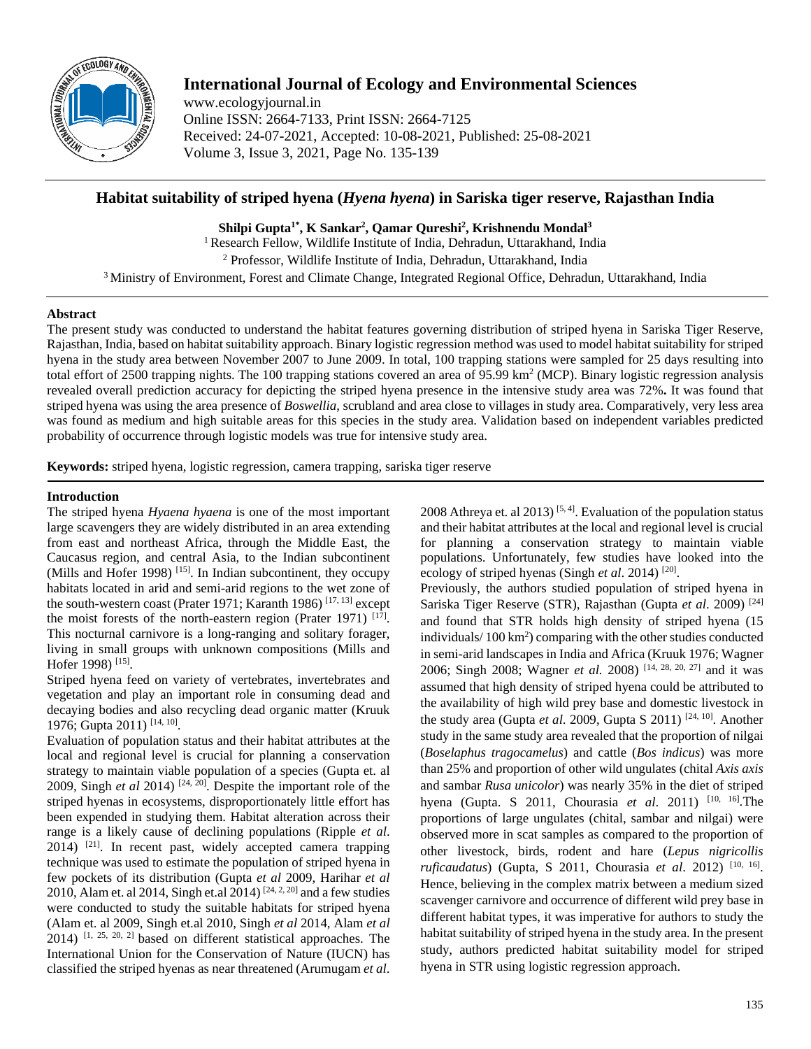# International Journal of Ecology and Environmental Sciences

www.ecologyjournal.in
Online ISSN: 2664-7133, Print ISSN: 2664-7125
Received: 24-07-2021, Accepted: 10-08-2021, Published: 25-08-2021
Volume 3, Issue 3, 2021, Page No. 135-139

## Habitat suitability of striped hyena (*Hyena hyena*) in Sariska tiger reserve, Rajasthan India

**Shilpi Gupta[1*], K Sankar[2], Qamar Qureshi[2], Krishnendu Mondal[3]**

[1] Research Fellow, Wildlife Institute of India, Dehradun, Uttarakhand, India
[2] Professor, Wildlife Institute of India, Dehradun, Uttarakhand, India
[3] Ministry of Environment, Forest and Climate Change, Integrated Regional Office, Dehradun, Uttarakhand, India

### Abstract

The present study was conducted to understand the habitat features governing distribution of striped hyena in Sariska Tiger Reserve, Rajasthan, India, based on habitat suitability approach. Binary logistic regression method was used to model habitat suitability for striped hyena in the study area between November 2007 to June 2009. In total, 100 trapping stations were sampled for 25 days resulting into total effort of 2500 trapping nights. The 100 trapping stations covered an area of 95.99 km$^2$ (MCP). Binary logistic regression analysis revealed overall prediction accuracy for depicting the striped hyena presence in the intensive study area was 72%**.** It was found that striped hyena was using the area presence of *Boswellia*, scrubland and area close to villages in study area. Comparatively, very less area was found as medium and high suitable areas for this species in the study area. Validation based on independent variables predicted probability of occurrence through logistic models was true for intensive study area.

**Keywords:** striped hyena, logistic regression, camera trapping, sariska tiger reserve

### Introduction

The striped hyena *Hyaena hyaena* is one of the most important large scavengers they are widely distributed in an area extending from east and northeast Africa, through the Middle East, the Caucasus region, and central Asia, to the Indian subcontinent (Mills and Hofer 1998) [15]. In Indian subcontinent, they occupy habitats located in arid and semi-arid regions to the wet zone of the south-western coast (Prater 1971; Karanth 1986) [17, 13] except the moist forests of the north-eastern region (Prater 1971) [17]. This nocturnal carnivore is a long-ranging and solitary forager, living in small groups with unknown compositions (Mills and Hofer 1998) [15].

Striped hyena feed on variety of vertebrates, invertebrates and vegetation and play an important role in consuming dead and decaying bodies and also recycling dead organic matter (Kruuk 1976; Gupta 2011) [14, 10].

Evaluation of population status and their habitat attributes at the local and regional level is crucial for planning a conservation strategy to maintain viable population of a species (Gupta et. al 2009, Singh *et al* 2014) [24, 20]. Despite the important role of the striped hyenas in ecosystems, disproportionately little effort has been expended in studying them. Habitat alteration across their range is a likely cause of declining populations (Ripple *et al*. 2014) [21]. In recent past, widely accepted camera trapping technique was used to estimate the population of striped hyena in few pockets of its distribution (Gupta *et al* 2009, Harihar *et al* 2010, Alam et. al 2014, Singh et.al 2014) [24, 2, 20] and a few studies were conducted to study the suitable habitats for striped hyena (Alam et. al 2009, Singh et.al 2010, Singh *et al* 2014, Alam *et al* 2014) [1, 25, 20, 2] based on different statistical approaches. The International Union for the Conservation of Nature (IUCN) has classified the striped hyenas as near threatened (Arumugam *et al*. 2008 Athreya et. al 2013) [5, 4]. Evaluation of the population status and their habitat attributes at the local and regional level is crucial for planning a conservation strategy to maintain viable populations. Unfortunately, few studies have looked into the ecology of striped hyenas (Singh *et al*. 2014) [20].

Previously, the authors studied population of striped hyena in Sariska Tiger Reserve (STR), Rajasthan (Gupta *et al*. 2009) [24] and found that STR holds high density of striped hyena (15 individuals/ 100 km$^2$) comparing with the other studies conducted in semi-arid landscapes in India and Africa (Kruuk 1976; Wagner 2006; Singh 2008; Wagner *et al.* 2008) [14, 28, 20, 27] and it was assumed that high density of striped hyena could be attributed to the availability of high wild prey base and domestic livestock in the study area (Gupta *et al*. 2009, Gupta S 2011) [24, 10]. Another study in the same study area revealed that the proportion of nilgai (*Boselaphus tragocamelus*) and cattle (*Bos indicus*) was more than 25% and proportion of other wild ungulates (chital *Axis axis* and sambar *Rusa unicolor*) was nearly 35% in the diet of striped hyena (Gupta. S 2011, Chourasia *et al*. 2011) [10, 16].The proportions of large ungulates (chital, sambar and nilgai) were observed more in scat samples as compared to the proportion of other livestock, birds, rodent and hare (*Lepus nigricollis ruficaudatus*) (Gupta, S 2011, Chourasia *et al*. 2012) [10, 16]. Hence, believing in the complex matrix between a medium sized scavenger carnivore and occurrence of different wild prey base in different habitat types, it was imperative for authors to study the habitat suitability of striped hyena in the study area. In the present study, authors predicted habitat suitability model for striped hyena in STR using logistic regression approach.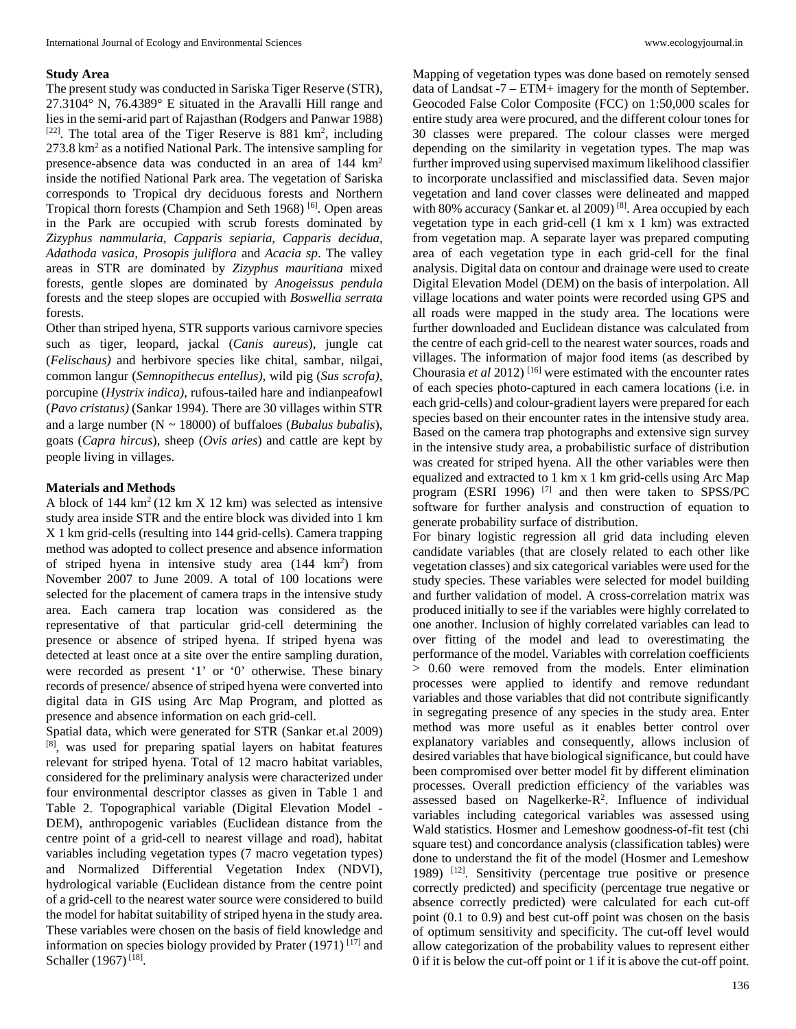## Study Area

The present study was conducted in Sariska Tiger Reserve (STR), 27.3104° N, 76.4389° E situated in the Aravalli Hill range and lies in the semi-arid part of Rajasthan (Rodgers and Panwar 1988) [22]. The total area of the Tiger Reserve is 881 km$^2$, including 273.8 km$^2$ as a notified National Park. The intensive sampling for presence-absence data was conducted in an area of 144 km$^2$ inside the notified National Park area. The vegetation of Sariska corresponds to Tropical dry deciduous forests and Northern Tropical thorn forests (Champion and Seth 1968) [6]. Open areas in the Park are occupied with scrub forests dominated by *Zizyphus nammularia, Capparis sepiaria, Capparis decidua, Adathoda vasica, Prosopis juliflora* and *Acacia sp*. The valley areas in STR are dominated by *Zizyphus mauritiana* mixed forests, gentle slopes are dominated by *Anogeissus pendula* forests and the steep slopes are occupied with *Boswellia serrata* forests.

Other than striped hyena, STR supports various carnivore species such as tiger, leopard, jackal (*Canis aureus*), jungle cat (*Felischaus)* and herbivore species like chital, sambar, nilgai, common langur (*Semnopithecus entellus)*, wild pig (*Sus scrofa)*, porcupine (*Hystrix indica)*, rufous-tailed hare and indianpeafowl (*Pavo cristatus)* (Sankar 1994). There are 30 villages within STR and a large number (N ~ 18000) of buffaloes (*Bubalus bubalis*), goats (*Capra hircus*), sheep (*Ovis aries*) and cattle are kept by people living in villages.

## Materials and Methods

A block of 144 km$^2$ (12 km X 12 km) was selected as intensive study area inside STR and the entire block was divided into 1 km X 1 km grid-cells (resulting into 144 grid-cells). Camera trapping method was adopted to collect presence and absence information of striped hyena in intensive study area (144 km$^2$) from November 2007 to June 2009. A total of 100 locations were selected for the placement of camera traps in the intensive study area. Each camera trap location was considered as the representative of that particular grid-cell determining the presence or absence of striped hyena. If striped hyena was detected at least once at a site over the entire sampling duration, were recorded as present '1' or '0' otherwise. These binary records of presence/ absence of striped hyena were converted into digital data in GIS using Arc Map Program, and plotted as presence and absence information on each grid-cell.

Spatial data, which were generated for STR (Sankar et.al 2009) [8], was used for preparing spatial layers on habitat features relevant for striped hyena. Total of 12 macro habitat variables, considered for the preliminary analysis were characterized under four environmental descriptor classes as given in Table 1 and Table 2. Topographical variable (Digital Elevation Model - DEM), anthropogenic variables (Euclidean distance from the centre point of a grid-cell to nearest village and road), habitat variables including vegetation types (7 macro vegetation types) and Normalized Differential Vegetation Index (NDVI), hydrological variable (Euclidean distance from the centre point of a grid-cell to the nearest water source were considered to build the model for habitat suitability of striped hyena in the study area. These variables were chosen on the basis of field knowledge and information on species biology provided by Prater (1971) [17] and Schaller (1967) [18].

Mapping of vegetation types was done based on remotely sensed data of Landsat -7 – ETM+ imagery for the month of September. Geocoded False Color Composite (FCC) on 1:50,000 scales for entire study area were procured, and the different colour tones for 30 classes were prepared. The colour classes were merged depending on the similarity in vegetation types. The map was further improved using supervised maximum likelihood classifier to incorporate unclassified and misclassified data. Seven major vegetation and land cover classes were delineated and mapped with 80% accuracy (Sankar et. al 2009) [8]. Area occupied by each vegetation type in each grid-cell (1 km x 1 km) was extracted from vegetation map. A separate layer was prepared computing area of each vegetation type in each grid-cell for the final analysis. Digital data on contour and drainage were used to create Digital Elevation Model (DEM) on the basis of interpolation. All village locations and water points were recorded using GPS and all roads were mapped in the study area. The locations were further downloaded and Euclidean distance was calculated from the centre of each grid-cell to the nearest water sources, roads and villages. The information of major food items (as described by Chourasia *et al* 2012) [16] were estimated with the encounter rates of each species photo-captured in each camera locations (i.e. in each grid-cells) and colour-gradient layers were prepared for each species based on their encounter rates in the intensive study area. Based on the camera trap photographs and extensive sign survey in the intensive study area, a probabilistic surface of distribution was created for striped hyena. All the other variables were then equalized and extracted to 1 km x 1 km grid-cells using Arc Map program (ESRI 1996) [7] and then were taken to SPSS/PC software for further analysis and construction of equation to generate probability surface of distribution.

For binary logistic regression all grid data including eleven candidate variables (that are closely related to each other like vegetation classes) and six categorical variables were used for the study species. These variables were selected for model building and further validation of model. A cross-correlation matrix was produced initially to see if the variables were highly correlated to one another. Inclusion of highly correlated variables can lead to over fitting of the model and lead to overestimating the performance of the model. Variables with correlation coefficients > 0.60 were removed from the models. Enter elimination processes were applied to identify and remove redundant variables and those variables that did not contribute significantly in segregating presence of any species in the study area. Enter method was more useful as it enables better control over explanatory variables and consequently, allows inclusion of desired variables that have biological significance, but could have been compromised over better model fit by different elimination processes. Overall prediction efficiency of the variables was assessed based on Nagelkerke-$R^2$. Influence of individual variables including categorical variables was assessed using Wald statistics. Hosmer and Lemeshow goodness-of-fit test (chi square test) and concordance analysis (classification tables) were done to understand the fit of the model (Hosmer and Lemeshow 1989) [12]. Sensitivity (percentage true positive or presence correctly predicted) and specificity (percentage true negative or absence correctly predicted) were calculated for each cut-off point (0.1 to 0.9) and best cut-off point was chosen on the basis of optimum sensitivity and specificity. The cut-off level would allow categorization of the probability values to represent either 0 if it is below the cut-off point or 1 if it is above the cut-off point.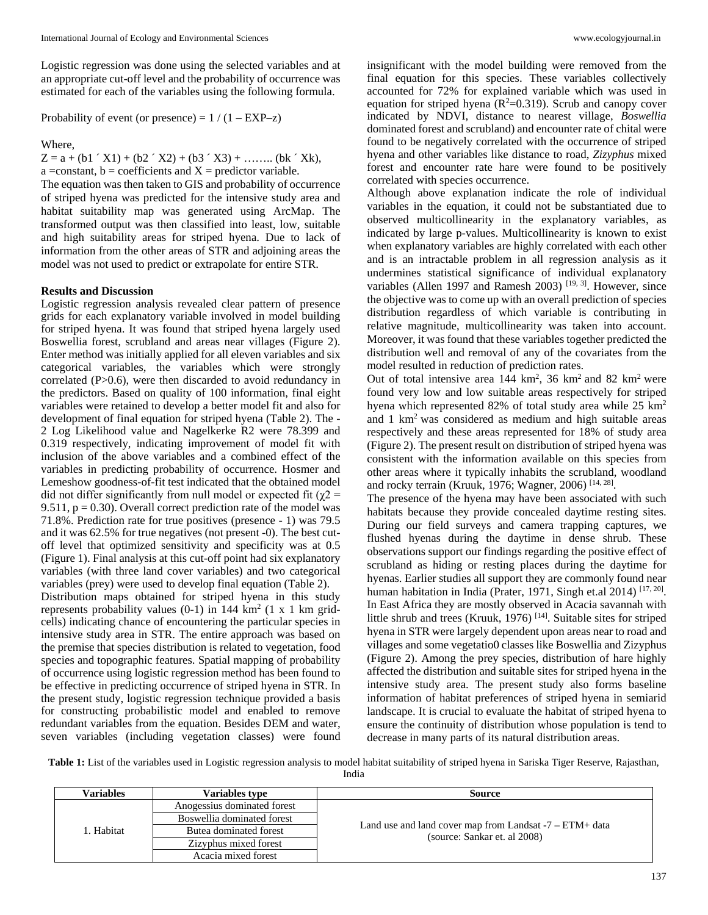Logistic regression was done using the selected variables and at an appropriate cut-off level and the probability of occurrence was estimated for each of the variables using the following formula.

Probability of event (or presence) = 1 / (1 – EXP–z)

Where,

Z = a + (b1 ´ X1) + (b2 ´ X2) + (b3 ´ X3) + …….. (bk ´ Xk),

a =constant, b = coefficients and X = predictor variable.

The equation was then taken to GIS and probability of occurrence of striped hyena was predicted for the intensive study area and habitat suitability map was generated using ArcMap. The transformed output was then classified into least, low, suitable and high suitability areas for striped hyena. Due to lack of information from the other areas of STR and adjoining areas the model was not used to predict or extrapolate for entire STR.

**Results and Discussion**

Logistic regression analysis revealed clear pattern of presence grids for each explanatory variable involved in model building for striped hyena. It was found that striped hyena largely used Boswellia forest, scrubland and areas near villages (Figure 2). Enter method was initially applied for all eleven variables and six categorical variables, the variables which were strongly correlated (P>0.6), were then discarded to avoid redundancy in the predictors. Based on quality of 100 information, final eight variables were retained to develop a better model fit and also for development of final equation for striped hyena (Table 2). The -2 Log Likelihood value and Nagelkerke R2 were 78.399 and 0.319 respectively, indicating improvement of model fit with inclusion of the above variables and a combined effect of the variables in predicting probability of occurrence. Hosmer and Lemeshow goodness-of-fit test indicated that the obtained model did not differ significantly from null model or expected fit ($\chi2$ = 9.511, p = 0.30). Overall correct prediction rate of the model was 71.8%. Prediction rate for true positives (presence - 1) was 79.5 and it was 62.5% for true negatives (not present -0). The best cut-off level that optimized sensitivity and specificity was at 0.5 (Figure 1). Final analysis at this cut-off point had six explanatory variables (with three land cover variables) and two categorical variables (prey) were used to develop final equation (Table 2).

Distribution maps obtained for striped hyena in this study represents probability values (0-1) in 144 km$^2$ (1 x 1 km grid-cells) indicating chance of encountering the particular species in intensive study area in STR. The entire approach was based on the premise that species distribution is related to vegetation, food species and topographic features. Spatial mapping of probability of occurrence using logistic regression method has been found to be effective in predicting occurrence of striped hyena in STR. In the present study, logistic regression technique provided a basis for constructing probabilistic model and enabled to remove redundant variables from the equation. Besides DEM and water, seven variables (including vegetation classes) were found insignificant with the model building were removed from the final equation for this species. These variables collectively accounted for 72% for explained variable which was used in equation for striped hyena ($R^2$=0.319). Scrub and canopy cover indicated by NDVI, distance to nearest village, *Boswellia* dominated forest and scrubland) and encounter rate of chital were found to be negatively correlated with the occurrence of striped hyena and other variables like distance to road, *Zizyphus* mixed forest and encounter rate hare were found to be positively correlated with species occurrence.

Although above explanation indicate the role of individual variables in the equation, it could not be substantiated due to observed multicollinearity in the explanatory variables, as indicated by large p-values. Multicollinearity is known to exist when explanatory variables are highly correlated with each other and is an intractable problem in all regression analysis as it undermines statistical significance of individual explanatory variables (Allen 1997 and Ramesh 2003) [19, 3]. However, since the objective was to come up with an overall prediction of species distribution regardless of which variable is contributing in relative magnitude, multicollinearity was taken into account. Moreover, it was found that these variables together predicted the distribution well and removal of any of the covariates from the model resulted in reduction of prediction rates.

Out of total intensive area 144 km$^2$, 36 km$^2$ and 82 km$^2$ were found very low and low suitable areas respectively for striped hyena which represented 82% of total study area while 25 km$^2$ and 1 km$^2$ was considered as medium and high suitable areas respectively and these areas represented for 18% of study area (Figure 2). The present result on distribution of striped hyena was consistent with the information available on this species from other areas where it typically inhabits the scrubland, woodland and rocky terrain (Kruuk, 1976; Wagner, 2006) [14, 28].

The presence of the hyena may have been associated with such habitats because they provide concealed daytime resting sites. During our field surveys and camera trapping captures, we flushed hyenas during the daytime in dense shrub. These observations support our findings regarding the positive effect of scrubland as hiding or resting places during the daytime for hyenas. Earlier studies all support they are commonly found near human habitation in India (Prater, 1971, Singh et.al 2014) [17, 20]. In East Africa they are mostly observed in Acacia savannah with little shrub and trees (Kruuk, 1976) [14]. Suitable sites for striped hyena in STR were largely dependent upon areas near to road and villages and some vegetatio0 classes like Boswellia and Zizyphus (Figure 2). Among the prey species, distribution of hare highly affected the distribution and suitable sites for striped hyena in the intensive study area. The present study also forms baseline information of habitat preferences of striped hyena in semiarid landscape. It is crucial to evaluate the habitat of striped hyena to ensure the continuity of distribution whose population is tend to decrease in many parts of its natural distribution areas.

**Table 1:** List of the variables used in Logistic regression analysis to model habitat suitability of striped hyena in Sariska Tiger Reserve, Rajasthan, India

| Variables | Variables type | Source |
|---|---|---|
| 1. Habitat | Anogessius dominated forest | Land use and land cover map from Landsat -7 – ETM+ data (source: Sankar et. al 2008) |
| | Boswellia dominated forest | |
| | Butea dominated forest | |
| | Zizyphus mixed forest | |
| | Acacia mixed forest | |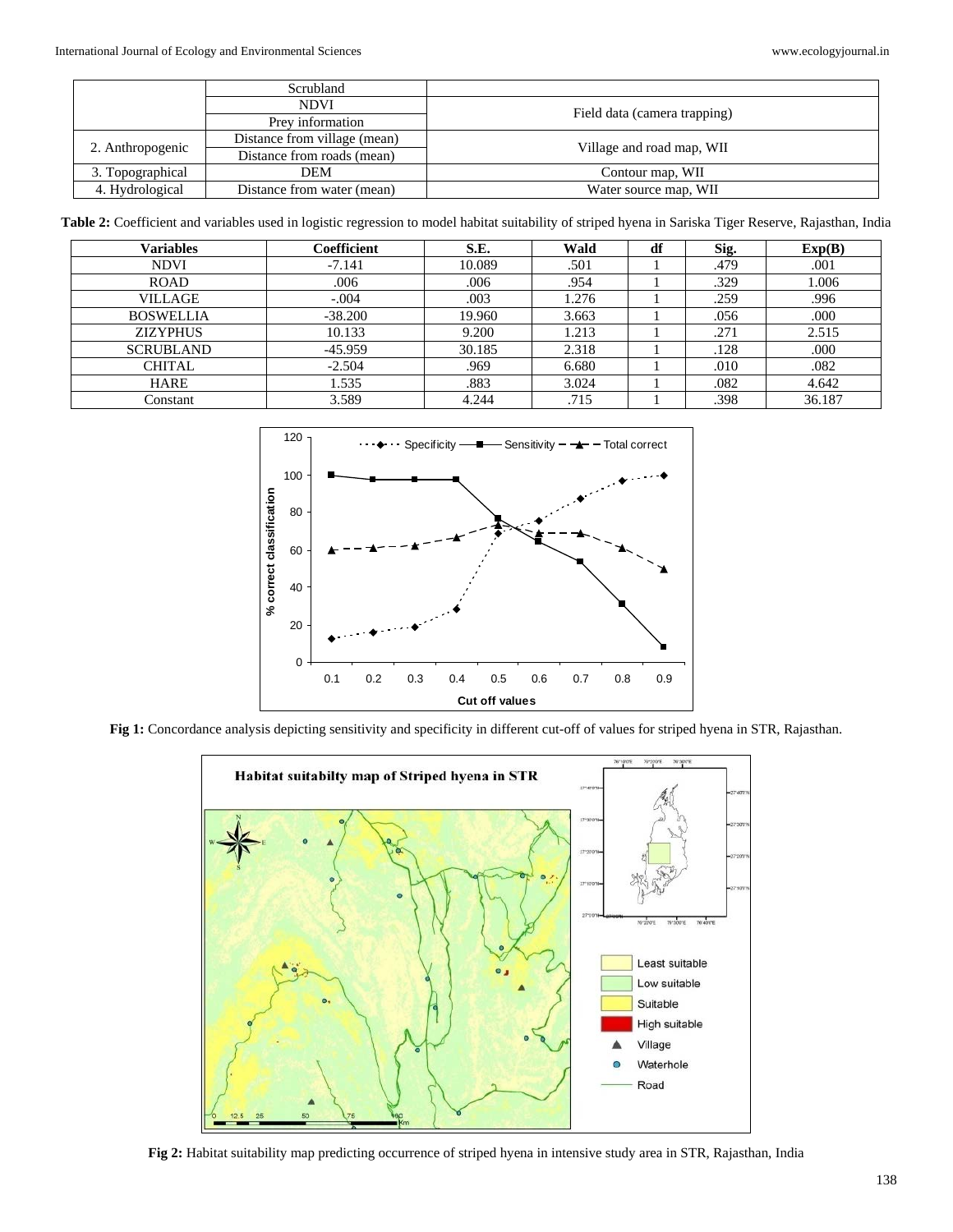| | | |
|---|---|---|
| | Scrubland | |
| | NDVI | Field data (camera trapping) |
| | Prey information | |
| 2. Anthropogenic | Distance from village (mean) | Village and road map, WII |
| | Distance from roads (mean) | |
| 3. Topographical | DEM | Contour map, WII |
| 4. Hydrological | Distance from water (mean) | Water source map, WII |

**Table 2:** Coefficient and variables used in logistic regression to model habitat suitability of striped hyena in Sariska Tiger Reserve, Rajasthan, India

| Variables | Coefficient | S.E. | Wald | df | Sig. | Exp(B) |
|---|---|---|---|---|---|---|
| NDVI | -7.141 | 10.089 | .501 | 1 | .479 | .001 |
| ROAD | .006 | .006 | .954 | 1 | .329 | 1.006 |
| VILLAGE | -.004 | .003 | 1.276 | 1 | .259 | .996 |
| BOSWELLIA | -38.200 | 19.960 | 3.663 | 1 | .056 | .000 |
| ZIZYPHUS | 10.133 | 9.200 | 1.213 | 1 | .271 | 2.515 |
| SCRUBLAND | -45.959 | 30.185 | 2.318 | 1 | .128 | .000 |
| CHITAL | -2.504 | .969 | 6.680 | 1 | .010 | .082 |
| HARE | 1.535 | .883 | 3.024 | 1 | .082 | 4.642 |
| Constant | 3.589 | 4.244 | .715 | 1 | .398 | 36.187 |

**Fig 1:** Concordance analysis depicting sensitivity and specificity in different cut-off of values for striped hyena in STR, Rajasthan.

**Fig 2:** Habitat suitability map predicting occurrence of striped hyena in intensive study area in STR, Rajasthan, India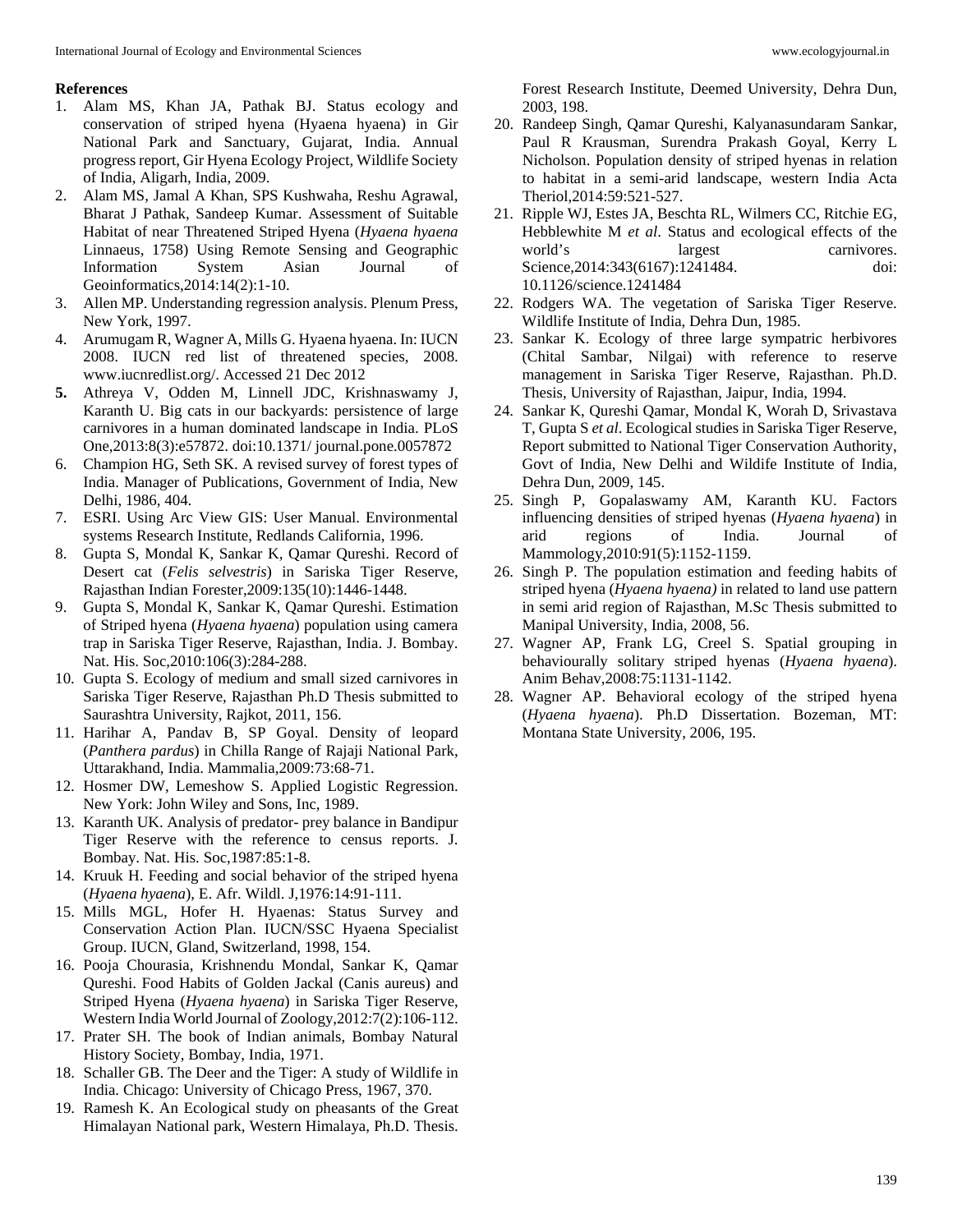**References**

1. Alam MS, Khan JA, Pathak BJ. Status ecology and conservation of striped hyena (Hyaena hyaena) in Gir National Park and Sanctuary, Gujarat, India. Annual progress report, Gir Hyena Ecology Project, Wildlife Society of India, Aligarh, India, 2009.
2. Alam MS, Jamal A Khan, SPS Kushwaha, Reshu Agrawal, Bharat J Pathak, Sandeep Kumar. Assessment of Suitable Habitat of near Threatened Striped Hyena (*Hyaena hyaena* Linnaeus, 1758) Using Remote Sensing and Geographic Information System Asian Journal of Geoinformatics,2014:14(2):1-10.
3. Allen MP. Understanding regression analysis. Plenum Press, New York, 1997.
4. Arumugam R, Wagner A, Mills G. Hyaena hyaena. In: IUCN 2008. IUCN red list of threatened species, 2008. www.iucnredlist.org/. Accessed 21 Dec 2012
5. Athreya V, Odden M, Linnell JDC, Krishnaswamy J, Karanth U. Big cats in our backyards: persistence of large carnivores in a human dominated landscape in India. PLoS One,2013:8(3):e57872. doi:10.1371/ journal.pone.0057872
6. Champion HG, Seth SK. A revised survey of forest types of India. Manager of Publications, Government of India, New Delhi, 1986, 404.
7. ESRI. Using Arc View GIS: User Manual. Environmental systems Research Institute, Redlands California, 1996.
8. Gupta S, Mondal K, Sankar K, Qamar Qureshi. Record of Desert cat (*Felis selvestris*) in Sariska Tiger Reserve, Rajasthan Indian Forester,2009:135(10):1446-1448.
9. Gupta S, Mondal K, Sankar K, Qamar Qureshi. Estimation of Striped hyena (*Hyaena hyaena*) population using camera trap in Sariska Tiger Reserve, Rajasthan, India. J. Bombay. Nat. His. Soc,2010:106(3):284-288.
10. Gupta S. Ecology of medium and small sized carnivores in Sariska Tiger Reserve, Rajasthan Ph.D Thesis submitted to Saurashtra University, Rajkot, 2011, 156.
11. Harihar A, Pandav B, SP Goyal. Density of leopard (*Panthera pardus*) in Chilla Range of Rajaji National Park, Uttarakhand, India. Mammalia,2009:73:68-71.
12. Hosmer DW, Lemeshow S. Applied Logistic Regression. New York: John Wiley and Sons, Inc, 1989.
13. Karanth UK. Analysis of predator- prey balance in Bandipur Tiger Reserve with the reference to census reports. J. Bombay. Nat. His. Soc,1987:85:1-8.
14. Kruuk H. Feeding and social behavior of the striped hyena (*Hyaena hyaena*), E. Afr. Wildl. J,1976:14:91-111.
15. Mills MGL, Hofer H. Hyaenas: Status Survey and Conservation Action Plan. IUCN/SSC Hyaena Specialist Group. IUCN, Gland, Switzerland, 1998, 154.
16. Pooja Chourasia, Krishnendu Mondal, Sankar K, Qamar Qureshi. Food Habits of Golden Jackal (Canis aureus) and Striped Hyena (*Hyaena hyaena*) in Sariska Tiger Reserve, Western India World Journal of Zoology,2012:7(2):106-112.
17. Prater SH. The book of Indian animals, Bombay Natural History Society, Bombay, India, 1971.
18. Schaller GB. The Deer and the Tiger: A study of Wildlife in India. Chicago: University of Chicago Press, 1967, 370.
19. Ramesh K. An Ecological study on pheasants of the Great Himalayan National park, Western Himalaya, Ph.D. Thesis. Forest Research Institute, Deemed University, Dehra Dun, 2003, 198.
20. Randeep Singh, Qamar Qureshi, Kalyanasundaram Sankar, Paul R Krausman, Surendra Prakash Goyal, Kerry L Nicholson. Population density of striped hyenas in relation to habitat in a semi-arid landscape, western India Acta Theriol,2014:59:521-527.
21. Ripple WJ, Estes JA, Beschta RL, Wilmers CC, Ritchie EG, Hebblewhite M *et al*. Status and ecological effects of the world's largest carnivores. Science,2014:343(6167):1241484. doi: 10.1126/science.1241484
22. Rodgers WA. The vegetation of Sariska Tiger Reserve. Wildlife Institute of India, Dehra Dun, 1985.
23. Sankar K. Ecology of three large sympatric herbivores (Chital Sambar, Nilgai) with reference to reserve management in Sariska Tiger Reserve, Rajasthan. Ph.D. Thesis, University of Rajasthan, Jaipur, India, 1994.
24. Sankar K, Qureshi Qamar, Mondal K, Worah D, Srivastava T, Gupta S *et al*. Ecological studies in Sariska Tiger Reserve, Report submitted to National Tiger Conservation Authority, Govt of India, New Delhi and Wildife Institute of India, Dehra Dun, 2009, 145.
25. Singh P, Gopalaswamy AM, Karanth KU. Factors influencing densities of striped hyenas (*Hyaena hyaena*) in arid regions of India. Journal of Mammology,2010:91(5):1152-1159.
26. Singh P. The population estimation and feeding habits of striped hyena (*Hyaena hyaena)* in related to land use pattern in semi arid region of Rajasthan, M.Sc Thesis submitted to Manipal University, India, 2008, 56.
27. Wagner AP, Frank LG, Creel S. Spatial grouping in behaviourally solitary striped hyenas (*Hyaena hyaena*). Anim Behav,2008:75:1131-1142.
28. Wagner AP. Behavioral ecology of the striped hyena (*Hyaena hyaena*). Ph.D Dissertation. Bozeman, MT: Montana State University, 2006, 195.